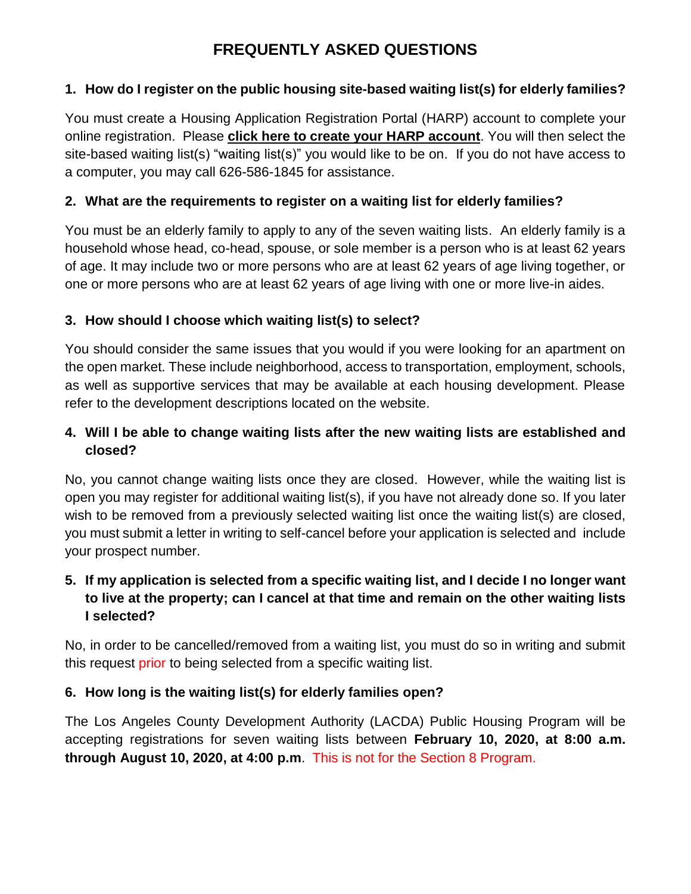# FREQUENTLY ASKED QUESTIONS

**1. How do I register on the public housing site-based waiting list(s) for elderly families?**

You must create a Housing Application Registration Portal (HARP) account to complete your online registration. Please **click here to create your HARP account**. You will then select the site-based waiting list(s) "waiting list(s)" you would like to be on. If you do not have access to a computer, you may call 626-586-1845 for assistance.

**2. What are the requirements to register on a waiting list for elderly families?**

You must be an elderly family to apply to any of the seven waiting lists. An elderly family is a household whose head, co-head, spouse, or sole member is a person who is at least 62 years of age. It may include two or more persons who are at least 62 years of age living together, or one or more persons who are at least 62 years of age living with one or more live-in aides.

**3. How should I choose which waiting list(s) to select?**

You should consider the same issues that you would if you were looking for an apartment on the open market. These include neighborhood, access to transportation, employment, schools, as well as supportive services that may be available at each housing development. Please refer to the development descriptions located on the website.

**4. Will I be able to change waiting lists after the new waiting lists are established and closed?**

No, you cannot change waiting lists once they are closed. However, while the waiting list is open you may register for additional waiting list(s), if you have not already done so. If you later wish to be removed from a previously selected waiting list once the waiting list(s) are closed, you must submit a letter in writing to self-cancel before your application is selected and include your prospect number.

**5. If my application is selected from a specific waiting list, and I decide I no longer want to live at the property; can I cancel at that time and remain on the other waiting lists I selected?**

No, in order to be cancelled/removed from a waiting list, you must do so in writing and submit this request prior to being selected from a specific waiting list.

**6. How long is the waiting list(s) for elderly families open?**

The Los Angeles County Development Authority (LACDA) Public Housing Program will be accepting registrations for seven waiting lists between **February 10, 2020, at 8:00 a.m. through August 10, 2020, at 4:00 p.m**. This is not for the Section 8 Program.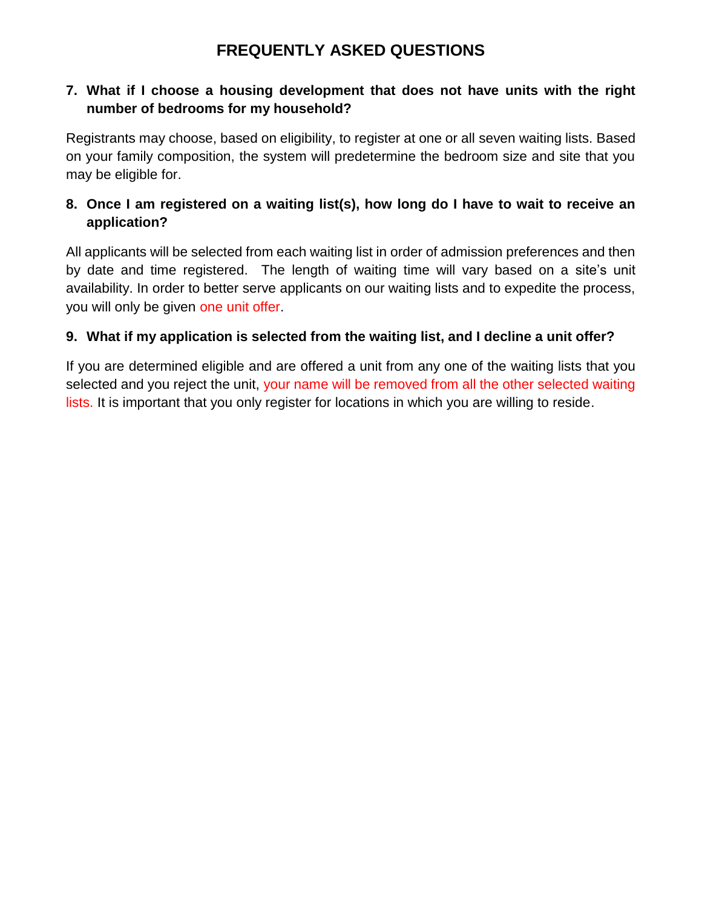## FREQUENTLY ASKED QUESTIONS

**7. What if I choose a housing development that does not have units with the right number of bedrooms for my household?**

Registrants may choose, based on eligibility, to register at one or all seven waiting lists. Based on your family composition, the system will predetermine the bedroom size and site that you may be eligible for.

**8. Once I am registered on a waiting list(s), how long do I have to wait to receive an application?**

All applicants will be selected from each waiting list in order of admission preferences and then by date and time registered. The length of waiting time will vary based on a site's unit availability. In order to better serve applicants on our waiting lists and to expedite the process, you will only be given one unit offer.

**9. What if my application is selected from the waiting list, and I decline a unit offer?**

If you are determined eligible and are offered a unit from any one of the waiting lists that you selected and you reject the unit, your name will be removed from all the other selected waiting lists. It is important that you only register for locations in which you are willing to reside.